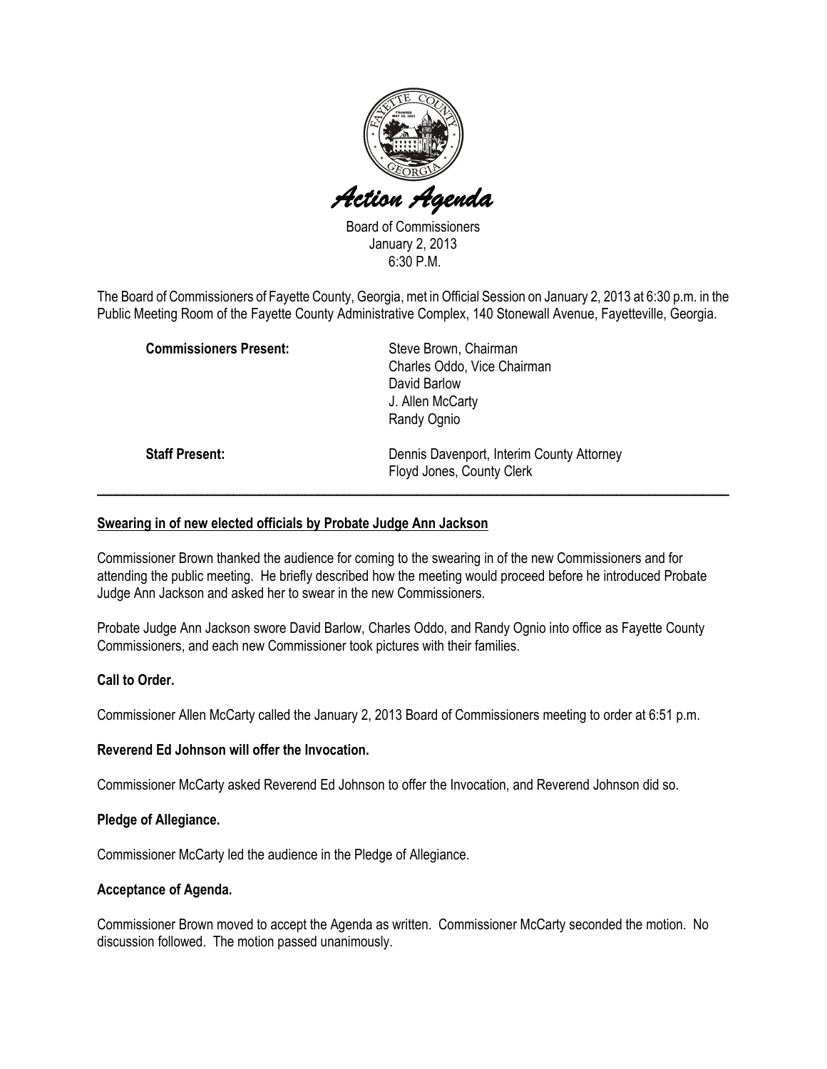# *Action Agenda*

Board of Commissioners
January 2, 2013
6:30 P.M.

The Board of Commissioners of Fayette County, Georgia, met in Official Session on January 2, 2013 at 6:30 p.m. in the Public Meeting Room of the Fayette County Administrative Complex, 140 Stonewall Avenue, Fayetteville, Georgia.

**Commissioners Present:**
Steve Brown, Chairman
Charles Oddo, Vice Chairman
David Barlow
J. Allen McCarty
Randy Ognio

**Staff Present:**
Dennis Davenport, Interim County Attorney
Floyd Jones, County Clerk

---

**Swearing in of new elected officials by Probate Judge Ann Jackson**

Commissioner Brown thanked the audience for coming to the swearing in of the new Commissioners and for attending the public meeting. He briefly described how the meeting would proceed before he introduced Probate Judge Ann Jackson and asked her to swear in the new Commissioners.

Probate Judge Ann Jackson swore David Barlow, Charles Oddo, and Randy Ognio into office as Fayette County Commissioners, and each new Commissioner took pictures with their families.

**Call to Order.**

Commissioner Allen McCarty called the January 2, 2013 Board of Commissioners meeting to order at 6:51 p.m.

**Reverend Ed Johnson will offer the Invocation.**

Commissioner McCarty asked Reverend Ed Johnson to offer the Invocation, and Reverend Johnson did so.

**Pledge of Allegiance.**

Commissioner McCarty led the audience in the Pledge of Allegiance.

**Acceptance of Agenda.**

Commissioner Brown moved to accept the Agenda as written. Commissioner McCarty seconded the motion. No discussion followed. The motion passed unanimously.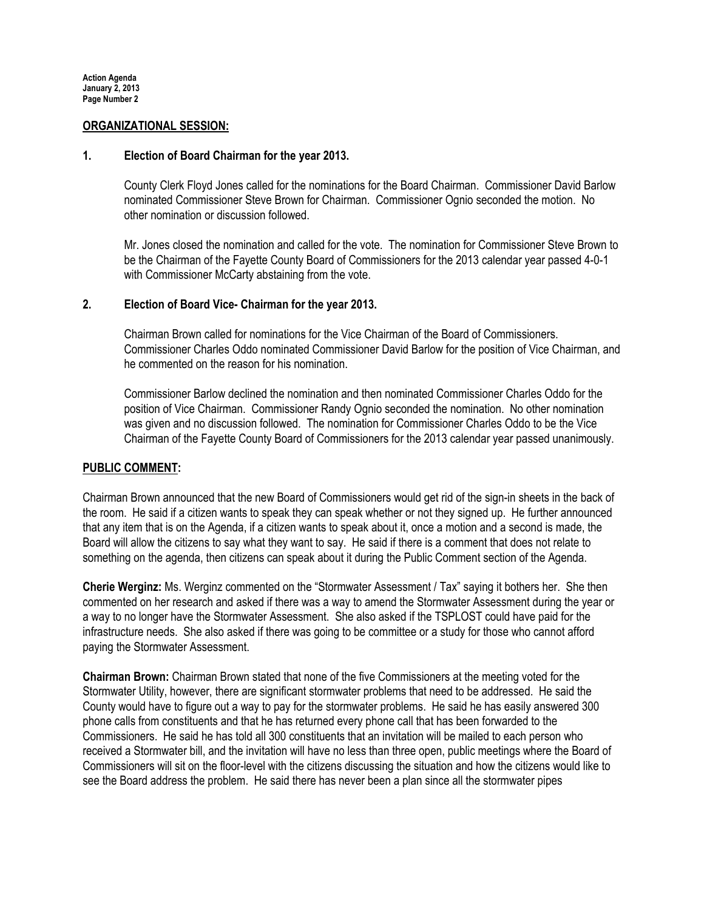## ORGANIZATIONAL SESSION:

### 1. Election of Board Chairman for the year 2013.

County Clerk Floyd Jones called for the nominations for the Board Chairman. Commissioner David Barlow nominated Commissioner Steve Brown for Chairman. Commissioner Ognio seconded the motion. No other nomination or discussion followed.

Mr. Jones closed the nomination and called for the vote. The nomination for Commissioner Steve Brown to be the Chairman of the Fayette County Board of Commissioners for the 2013 calendar year passed 4-0-1 with Commissioner McCarty abstaining from the vote.

### 2. Election of Board Vice- Chairman for the year 2013.

Chairman Brown called for nominations for the Vice Chairman of the Board of Commissioners. Commissioner Charles Oddo nominated Commissioner David Barlow for the position of Vice Chairman, and he commented on the reason for his nomination.

Commissioner Barlow declined the nomination and then nominated Commissioner Charles Oddo for the position of Vice Chairman. Commissioner Randy Ognio seconded the nomination. No other nomination was given and no discussion followed. The nomination for Commissioner Charles Oddo to be the Vice Chairman of the Fayette County Board of Commissioners for the 2013 calendar year passed unanimously.

## PUBLIC COMMENT:

Chairman Brown announced that the new Board of Commissioners would get rid of the sign-in sheets in the back of the room. He said if a citizen wants to speak they can speak whether or not they signed up. He further announced that any item that is on the Agenda, if a citizen wants to speak about it, once a motion and a second is made, the Board will allow the citizens to say what they want to say. He said if there is a comment that does not relate to something on the agenda, then citizens can speak about it during the Public Comment section of the Agenda.

**Cherie Werginz:** Ms. Werginz commented on the "Stormwater Assessment / Tax" saying it bothers her. She then commented on her research and asked if there was a way to amend the Stormwater Assessment during the year or a way to no longer have the Stormwater Assessment. She also asked if the TSPLOST could have paid for the infrastructure needs. She also asked if there was going to be committee or a study for those who cannot afford paying the Stormwater Assessment.

**Chairman Brown:** Chairman Brown stated that none of the five Commissioners at the meeting voted for the Stormwater Utility, however, there are significant stormwater problems that need to be addressed. He said the County would have to figure out a way to pay for the stormwater problems. He said he has easily answered 300 phone calls from constituents and that he has returned every phone call that has been forwarded to the Commissioners. He said he has told all 300 constituents that an invitation will be mailed to each person who received a Stormwater bill, and the invitation will have no less than three open, public meetings where the Board of Commissioners will sit on the floor-level with the citizens discussing the situation and how the citizens would like to see the Board address the problem. He said there has never been a plan since all the stormwater pipes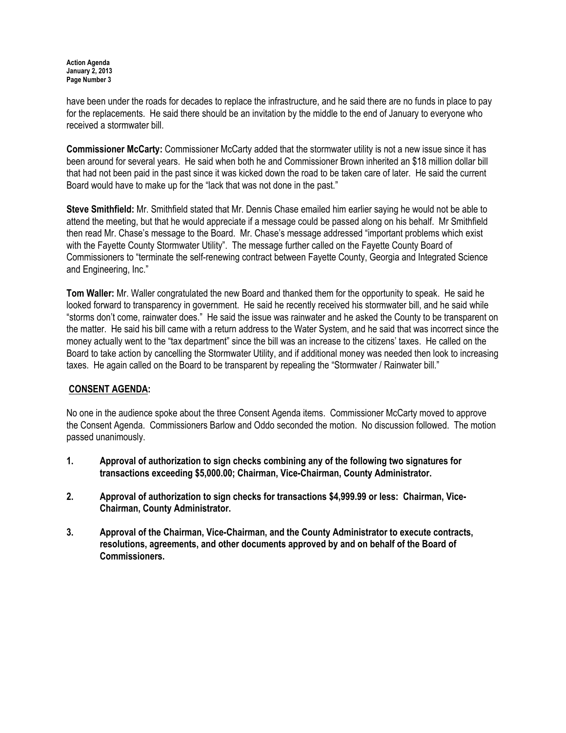have been under the roads for decades to replace the infrastructure, and he said there are no funds in place to pay for the replacements. He said there should be an invitation by the middle to the end of January to everyone who received a stormwater bill.

**Commissioner McCarty:** Commissioner McCarty added that the stormwater utility is not a new issue since it has been around for several years. He said when both he and Commissioner Brown inherited an $18 million dollar bill that had not been paid in the past since it was kicked down the road to be taken care of later. He said the current Board would have to make up for the "lack that was not done in the past."

**Steve Smithfield:** Mr. Smithfield stated that Mr. Dennis Chase emailed him earlier saying he would not be able to attend the meeting, but that he would appreciate if a message could be passed along on his behalf. Mr Smithfield then read Mr. Chase's message to the Board. Mr. Chase's message addressed "important problems which exist with the Fayette County Stormwater Utility". The message further called on the Fayette County Board of Commissioners to "terminate the self-renewing contract between Fayette County, Georgia and Integrated Science and Engineering, Inc."

**Tom Waller:** Mr. Waller congratulated the new Board and thanked them for the opportunity to speak. He said he looked forward to transparency in government. He said he recently received his stormwater bill, and he said while "storms don't come, rainwater does." He said the issue was rainwater and he asked the County to be transparent on the matter. He said his bill came with a return address to the Water System, and he said that was incorrect since the money actually went to the "tax department" since the bill was an increase to the citizens' taxes. He called on the Board to take action by cancelling the Stormwater Utility, and if additional money was needed then look to increasing taxes. He again called on the Board to be transparent by repealing the "Stormwater / Rainwater bill."

## CONSENT AGENDA:

No one in the audience spoke about the three Consent Agenda items. Commissioner McCarty moved to approve the Consent Agenda. Commissioners Barlow and Oddo seconded the motion. No discussion followed. The motion passed unanimously.

1. **Approval of authorization to sign checks combining any of the following two signatures for transactions exceeding $5,000.00; Chairman, Vice-Chairman, County Administrator.**

2. **Approval of authorization to sign checks for transactions $4,999.99 or less: Chairman, Vice-Chairman, County Administrator.**

3. **Approval of the Chairman, Vice-Chairman, and the County Administrator to execute contracts, resolutions, agreements, and other documents approved by and on behalf of the Board of Commissioners.**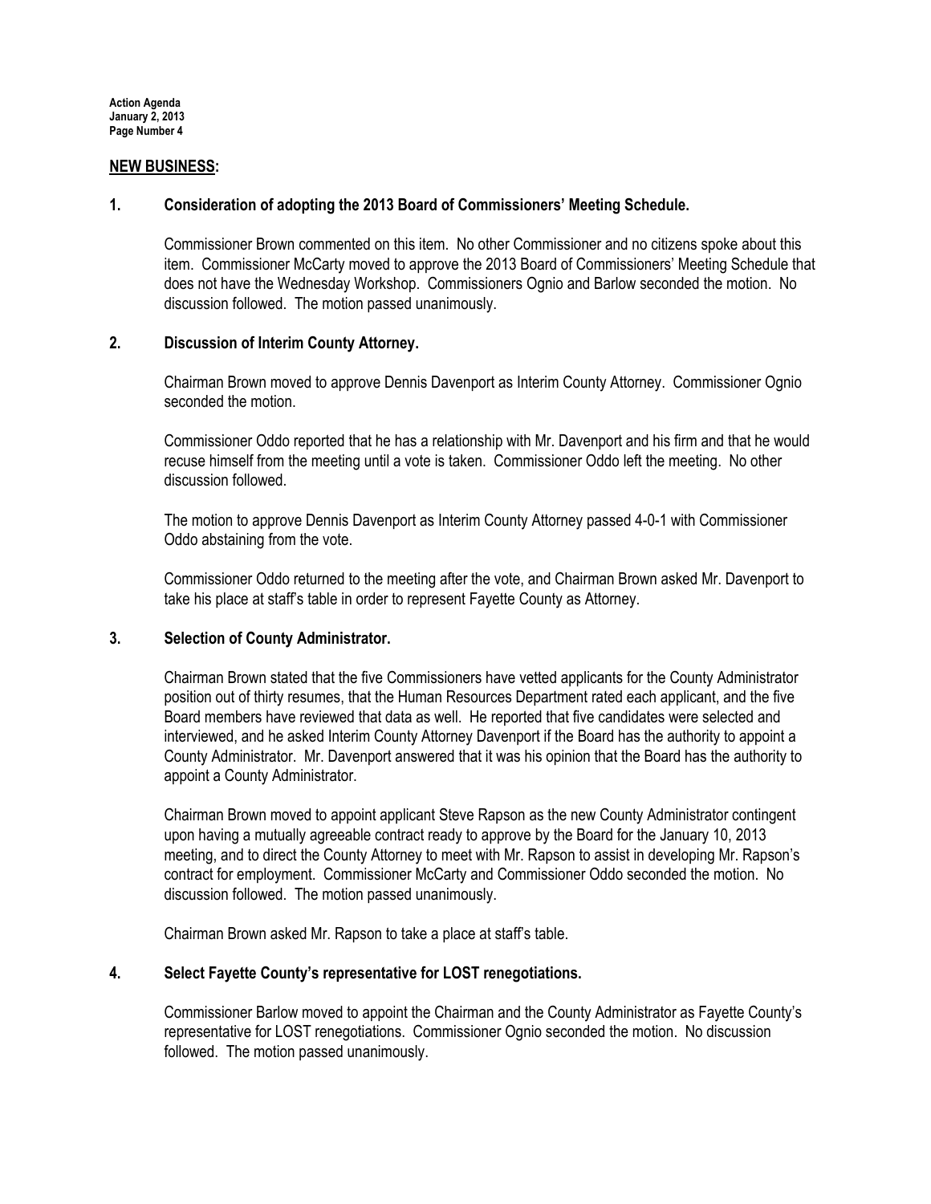**NEW BUSINESS:**

**1. Consideration of adopting the 2013 Board of Commissioners' Meeting Schedule.**

Commissioner Brown commented on this item. No other Commissioner and no citizens spoke about this item. Commissioner McCarty moved to approve the 2013 Board of Commissioners' Meeting Schedule that does not have the Wednesday Workshop. Commissioners Ognio and Barlow seconded the motion. No discussion followed. The motion passed unanimously.

**2. Discussion of Interim County Attorney.**

Chairman Brown moved to approve Dennis Davenport as Interim County Attorney. Commissioner Ognio seconded the motion.

Commissioner Oddo reported that he has a relationship with Mr. Davenport and his firm and that he would recuse himself from the meeting until a vote is taken. Commissioner Oddo left the meeting. No other discussion followed.

The motion to approve Dennis Davenport as Interim County Attorney passed 4-0-1 with Commissioner Oddo abstaining from the vote.

Commissioner Oddo returned to the meeting after the vote, and Chairman Brown asked Mr. Davenport to take his place at staff's table in order to represent Fayette County as Attorney.

**3. Selection of County Administrator.**

Chairman Brown stated that the five Commissioners have vetted applicants for the County Administrator position out of thirty resumes, that the Human Resources Department rated each applicant, and the five Board members have reviewed that data as well. He reported that five candidates were selected and interviewed, and he asked Interim County Attorney Davenport if the Board has the authority to appoint a County Administrator. Mr. Davenport answered that it was his opinion that the Board has the authority to appoint a County Administrator.

Chairman Brown moved to appoint applicant Steve Rapson as the new County Administrator contingent upon having a mutually agreeable contract ready to approve by the Board for the January 10, 2013 meeting, and to direct the County Attorney to meet with Mr. Rapson to assist in developing Mr. Rapson's contract for employment. Commissioner McCarty and Commissioner Oddo seconded the motion. No discussion followed. The motion passed unanimously.

Chairman Brown asked Mr. Rapson to take a place at staff's table.

**4. Select Fayette County's representative for LOST renegotiations.**

Commissioner Barlow moved to appoint the Chairman and the County Administrator as Fayette County's representative for LOST renegotiations. Commissioner Ognio seconded the motion. No discussion followed. The motion passed unanimously.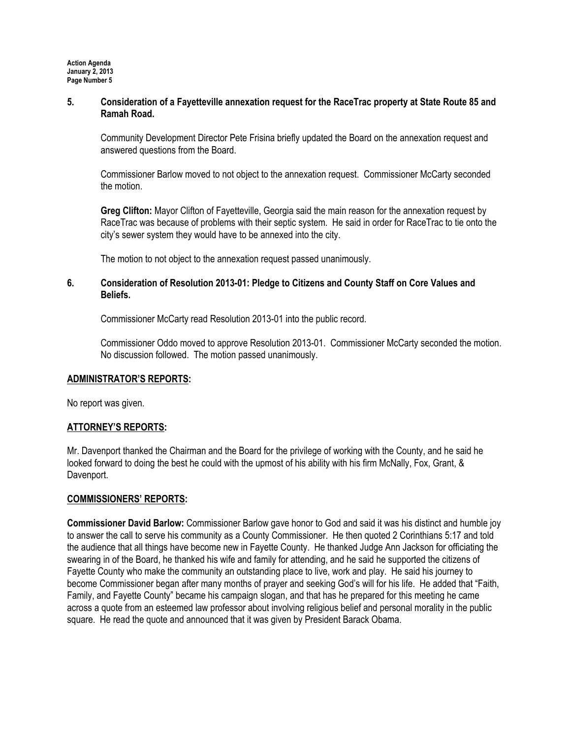**5. Consideration of a Fayetteville annexation request for the RaceTrac property at State Route 85 and Ramah Road.**

Community Development Director Pete Frisina briefly updated the Board on the annexation request and answered questions from the Board.

Commissioner Barlow moved to not object to the annexation request. Commissioner McCarty seconded the motion.

**Greg Clifton:** Mayor Clifton of Fayetteville, Georgia said the main reason for the annexation request by RaceTrac was because of problems with their septic system. He said in order for RaceTrac to tie onto the city's sewer system they would have to be annexed into the city.

The motion to not object to the annexation request passed unanimously.

**6. Consideration of Resolution 2013-01: Pledge to Citizens and County Staff on Core Values and Beliefs.**

Commissioner McCarty read Resolution 2013-01 into the public record.

Commissioner Oddo moved to approve Resolution 2013-01. Commissioner McCarty seconded the motion. No discussion followed. The motion passed unanimously.

**ADMINISTRATOR'S REPORTS:**

No report was given.

**ATTORNEY'S REPORTS:**

Mr. Davenport thanked the Chairman and the Board for the privilege of working with the County, and he said he looked forward to doing the best he could with the upmost of his ability with his firm McNally, Fox, Grant, & Davenport.

**COMMISSIONERS' REPORTS:**

**Commissioner David Barlow:** Commissioner Barlow gave honor to God and said it was his distinct and humble joy to answer the call to serve his community as a County Commissioner. He then quoted 2 Corinthians 5:17 and told the audience that all things have become new in Fayette County. He thanked Judge Ann Jackson for officiating the swearing in of the Board, he thanked his wife and family for attending, and he said he supported the citizens of Fayette County who make the community an outstanding place to live, work and play. He said his journey to become Commissioner began after many months of prayer and seeking God's will for his life. He added that "Faith, Family, and Fayette County" became his campaign slogan, and that has he prepared for this meeting he came across a quote from an esteemed law professor about involving religious belief and personal morality in the public square. He read the quote and announced that it was given by President Barack Obama.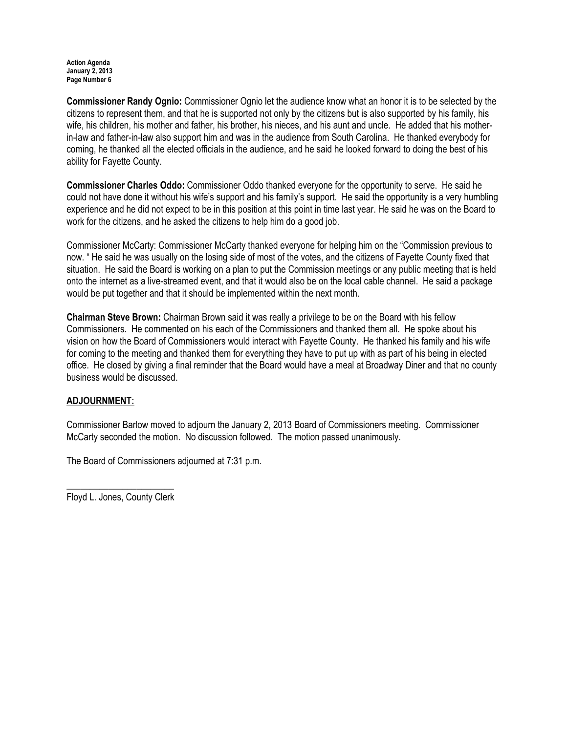**Commissioner Randy Ognio:** Commissioner Ognio let the audience know what an honor it is to be selected by the citizens to represent them, and that he is supported not only by the citizens but is also supported by his family, his wife, his children, his mother and father, his brother, his nieces, and his aunt and uncle. He added that his mother-in-law and father-in-law also support him and was in the audience from South Carolina. He thanked everybody for coming, he thanked all the elected officials in the audience, and he said he looked forward to doing the best of his ability for Fayette County.

**Commissioner Charles Oddo:** Commissioner Oddo thanked everyone for the opportunity to serve. He said he could not have done it without his wife's support and his family's support. He said the opportunity is a very humbling experience and he did not expect to be in this position at this point in time last year. He said he was on the Board to work for the citizens, and he asked the citizens to help him do a good job.

Commissioner McCarty: Commissioner McCarty thanked everyone for helping him on the "Commission previous to now. " He said he was usually on the losing side of most of the votes, and the citizens of Fayette County fixed that situation. He said the Board is working on a plan to put the Commission meetings or any public meeting that is held onto the internet as a live-streamed event, and that it would also be on the local cable channel. He said a package would be put together and that it should be implemented within the next month.

**Chairman Steve Brown:** Chairman Brown said it was really a privilege to be on the Board with his fellow Commissioners. He commented on his each of the Commissioners and thanked them all. He spoke about his vision on how the Board of Commissioners would interact with Fayette County. He thanked his family and his wife for coming to the meeting and thanked them for everything they have to put up with as part of his being in elected office. He closed by giving a final reminder that the Board would have a meal at Broadway Diner and that no county business would be discussed.

## ADJOURNMENT:

Commissioner Barlow moved to adjourn the January 2, 2013 Board of Commissioners meeting. Commissioner McCarty seconded the motion. No discussion followed. The motion passed unanimously.

The Board of Commissioners adjourned at 7:31 p.m.

\_\_\_\_\_\_\_\_\_\_\_\_\_\_\_\_\_\_\_\_\_\_\_\_

Floyd L. Jones, County Clerk